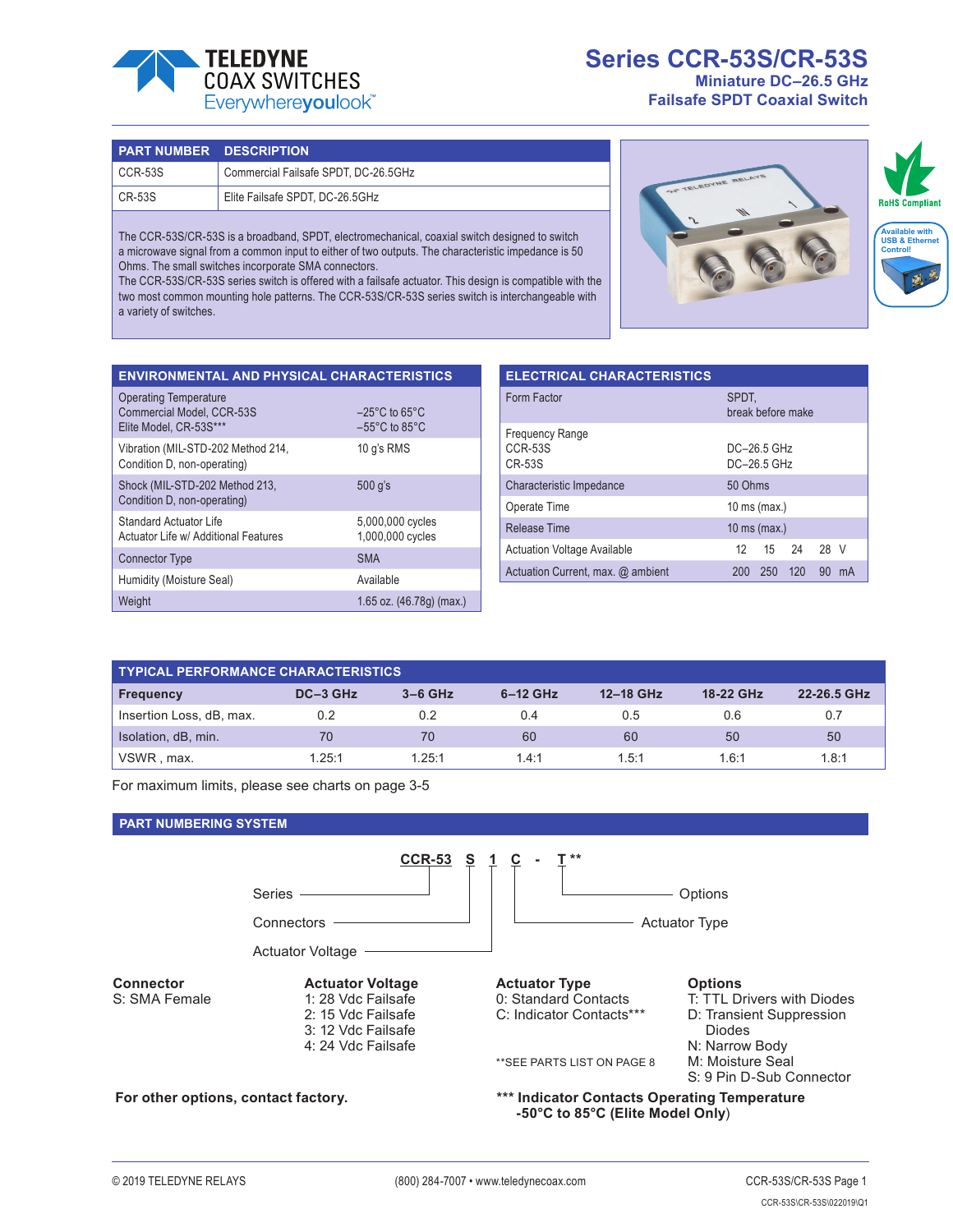# Series CCR-53S/CR-53S

## Miniature DC–26.5 GHz Failsafe SPDT Coaxial Switch

TELEDYNE COAX SWITCHES Everywhereyoulook™

| PART NUMBER | DESCRIPTION |
|---|---|
| CCR-53S | Commercial Failsafe SPDT, DC-26.5GHz |
| CR-53S | Elite Failsafe SPDT, DC-26.5GHz |

The CCR-53S/CR-53S is a broadband, SPDT, electromechanical, coaxial switch designed to switch a microwave signal from a common input to either of two outputs. The characteristic impedance is 50 Ohms. The small switches incorporate SMA connectors.
The CCR-53S/CR-53S series switch is offered with a failsafe actuator. This design is compatible with the two most common mounting hole patterns. The CCR-53S/CR-53S series switch is interchangeable with a variety of switches.

RoHS Compliant

Available with USB & Ethernet Control!

## ENVIRONMENTAL AND PHYSICAL CHARACTERISTICS

| | |
|---|---|
| Operating Temperature<br>Commercial Model, CCR-53S<br>Elite Model, CR-53S*** | <br>–25°C to 65°C<br>–55°C to 85°C |
| Vibration (MIL-STD-202 Method 214, Condition D, non-operating) | 10 g's RMS |
| Shock (MIL-STD-202 Method 213, Condition D, non-operating) | 500 g's |
| Standard Actuator Life<br>Actuator Life w/ Additional Features | 5,000,000 cycles<br>1,000,000 cycles |
| Connector Type | SMA |
| Humidity (Moisture Seal) | Available |
| Weight | 1.65 oz. (46.78g) (max.) |

## ELECTRICAL CHARACTERISTICS

| | | | | | |
|---|---|---|---|---|---|
| Form Factor | SPDT, break before make | | | | |
| Frequency Range<br>CCR-53S<br>CR-53S | <br>DC–26.5 GHz<br>DC–26.5 GHz | | | | |
| Characteristic Impedance | 50 Ohms | | | | |
| Operate Time | 10 ms (max.) | | | | |
| Release Time | 10 ms (max.) | | | | |
| Actuation Voltage Available | 12 | 15 | 24 | 28 | V |
| Actuation Current, max. @ ambient | 200 | 250 | 120 | 90 | mA |

## TYPICAL PERFORMANCE CHARACTERISTICS

| Frequency | DC–3 GHz | 3–6 GHz | 6–12 GHz | 12–18 GHz | 18-22 GHz | 22-26.5 GHz |
|---|---|---|---|---|---|---|
| Insertion Loss, dB, max. | 0.2 | 0.2 | 0.4 | 0.5 | 0.6 | 0.7 |
| Isolation, dB, min. | 70 | 70 | 60 | 60 | 50 | 50 |
| VSWR , max. | 1.25:1 | 1.25:1 | 1.4:1 | 1.5:1 | 1.6:1 | 1.8:1 |

For maximum limits, please see charts on page 3-5

## PART NUMBERING SYSTEM

**CCR-53 S 1 C - T****

- CCR-53: Series
- S: Connectors
- 1: Actuator Voltage
- C: Actuator Type
- T: Options

**Connector**
S: SMA Female

**Actuator Voltage**
1: 28 Vdc Failsafe
2: 15 Vdc Failsafe
3: 12 Vdc Failsafe
4: 24 Vdc Failsafe

**Actuator Type**
0: Standard Contacts
C: Indicator Contacts***

**SEE PARTS LIST ON PAGE 8

**Options**
T: TTL Drivers with Diodes
D: Transient Suppression Diodes
N: Narrow Body
M: Moisture Seal
S: 9 Pin D-Sub Connector

**For other options, contact factory.**

**\*\*\* Indicator Contacts Operating Temperature -50°C to 85°C (Elite Model Only)**

© 2019 TELEDYNE RELAYS    (800) 284-7007 • www.teledynecoax.com    CCR-53S\CR-53S\022019\Q1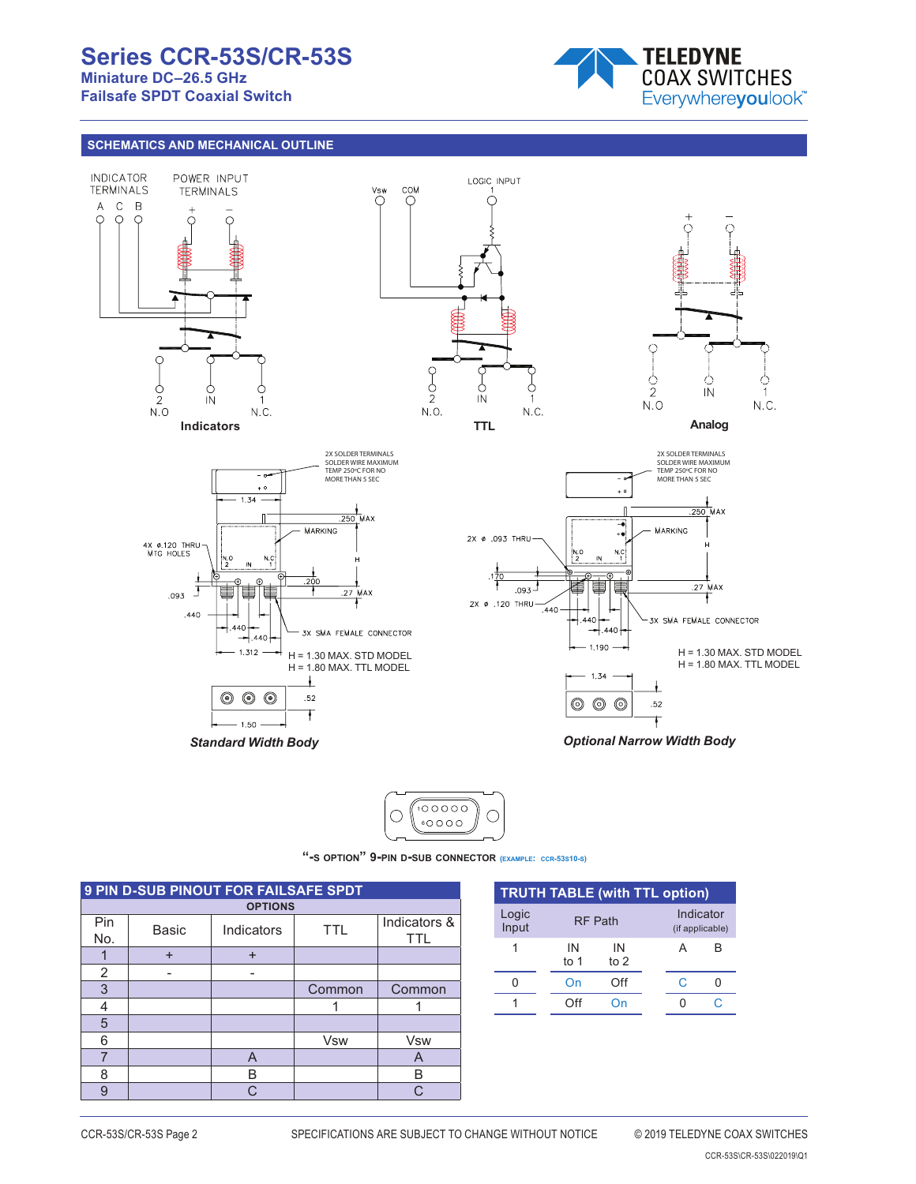# Series CCR-53S/CR-53S

**Miniature DC–26.5 GHz**
**Failsafe SPDT Coaxial Switch**

## SCHEMATICS AND MECHANICAL OUTLINE

INDICATOR TERMINALS A C B — POWER INPUT TERMINALS + −

2 N.O — IN — 1 N.C.

**Indicators**

Vsw COM LOGIC INPUT 1

2 N.O. — IN — 1 N.C.

**TTL**

+ −

2 N.O — IN — 1 N.C.

**Analog**

2X SOLDER TERMINALS SOLDER WIRE MAXIMUM TEMP 250ºC FOR NO MORE THAN 5 SEC

1.34 — .250 MAX — MARKING — 4X ⌀.120 THRU MTG HOLES — H — .200 — .093 — .27 MAX — .440 — .440 — .440 — 3X SMA FEMALE CONNECTOR — 1.312

H = 1.30 MAX. STD MODEL
H = 1.80 MAX. TTL MODEL

.52 — 1.50

***Standard Width Body***

2X SOLDER TERMINALS SOLDER WIRE MAXIMUM TEMP 250ºC FOR NO MORE THAN 5 SEC

.250 MAX — MARKING — 2X ⌀ .093 THRU — H — .170 — .093 — 2X ⌀ .120 THRU — .440 — .27 MAX — .440 — .440 — 3X SMA FEMALE CONNECTOR — 1.190

H = 1.30 MAX. STD MODEL
H = 1.80 MAX. TTL MODEL

1.34 — .52

***Optional Narrow Width Body***

**"-S OPTION" 9-PIN D-SUB CONNECTOR** (EXAMPLE: CCR-53S10-S)

## 9 PIN D-SUB PINOUT FOR FAILSAFE SPDT

| Pin No. | OPTIONS: Basic | Indicators | TTL | Indicators & TTL |
|---|---|---|---|---|
| 1 | + | + | | |
| 2 | - | - | | |
| 3 | | | Common | Common |
| 4 | | | 1 | 1 |
| 5 | | | | |
| 6 | | | Vsw | Vsw |
| 7 | | A | | A |
| 8 | | B | | B |
| 9 | | C | | C |

## TRUTH TABLE (with TTL option)

| Logic Input | RF Path: IN to 1 | RF Path: IN to 2 | Indicator (if applicable): A | Indicator (if applicable): B |
|---|---|---|---|---|
| 0 | On | Off | C | 0 |
| 1 | Off | On | 0 | C |

CCR-53S\CR-53S\022019\Q1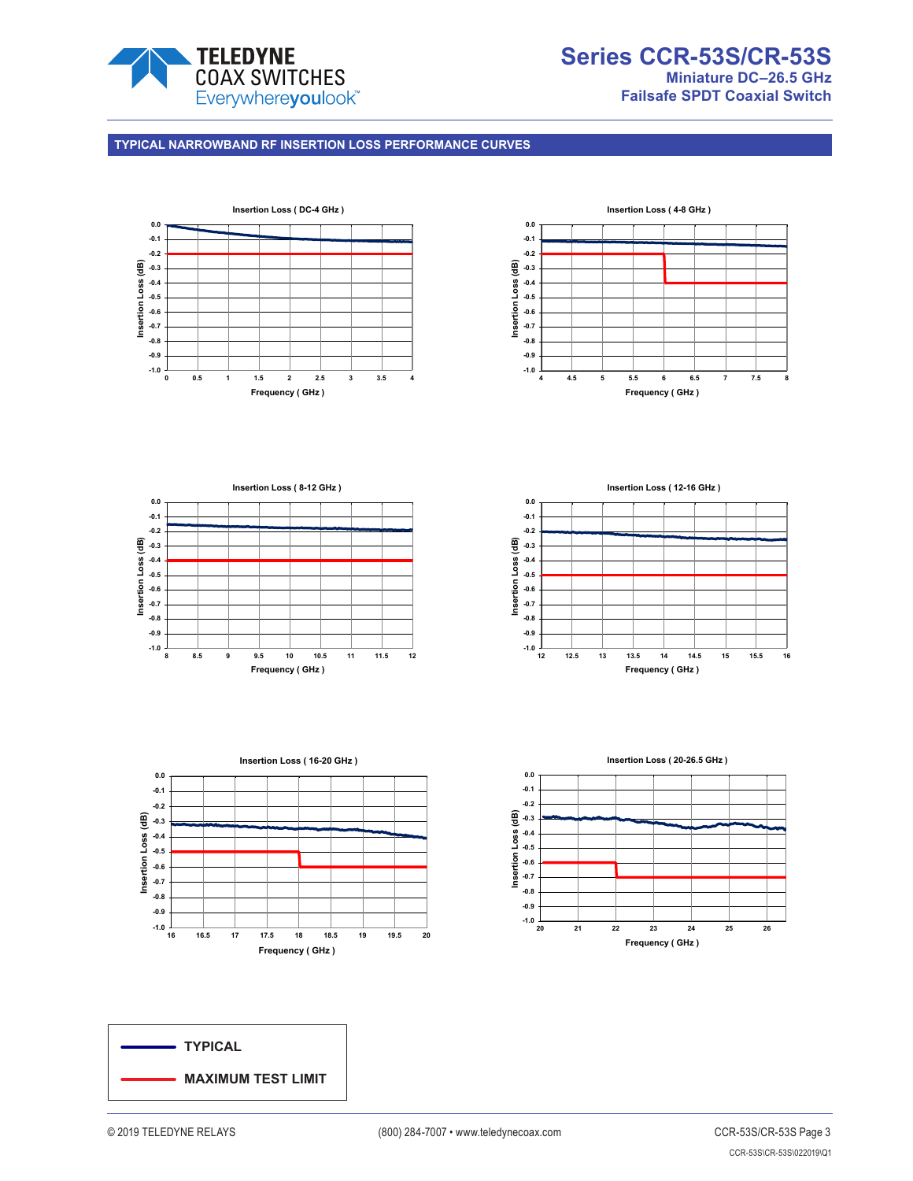## TYPICAL NARROWBAND RF INSERTION LOSS PERFORMANCE CURVES

Insertion Loss ( DC-4 GHz )

Insertion Loss ( 4-8 GHz )

Insertion Loss ( 8-12 GHz )

Insertion Loss ( 12-16 GHz )

Insertion Loss ( 16-20 GHz )

Insertion Loss ( 20-26.5 GHz )

**TYPICAL**

**MAXIMUM TEST LIMIT**

© 2019 TELEDYNE RELAYS (800) 284-7007 • www.teledynecoax.com

CCR-53S\CR-53S\022019\Q1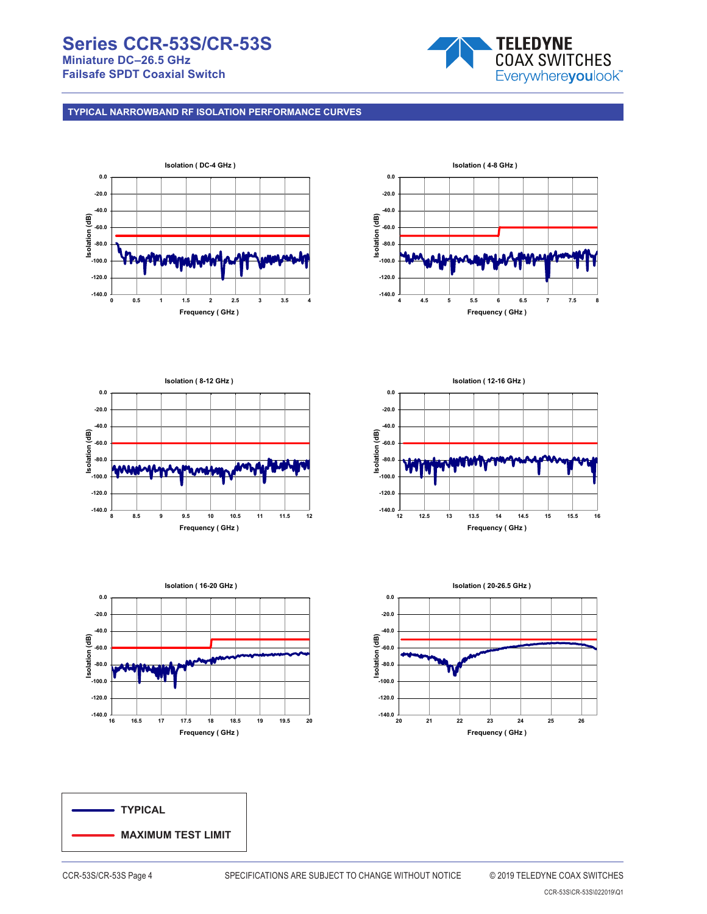## TYPICAL NARROWBAND RF ISOLATION PERFORMANCE CURVES

Isolation ( DC-4 GHz )

Isolation ( 4-8 GHz )

Isolation ( 8-12 GHz )

Isolation ( 12-16 GHz )

Isolation ( 16-20 GHz )

Isolation ( 20-26.5 GHz )

TYPICAL

MAXIMUM TEST LIMIT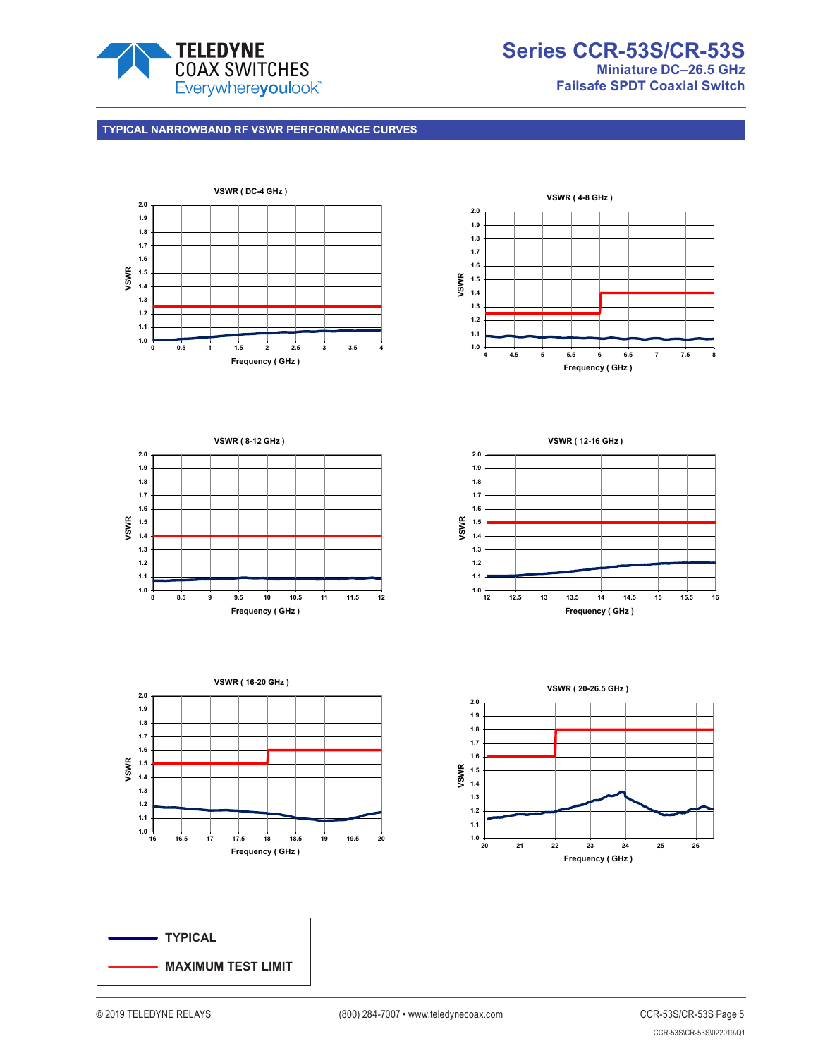## TYPICAL NARROWBAND RF VSWR PERFORMANCE CURVES

VSWR ( DC-4 GHz )

VSWR ( 4-8 GHz )

VSWR ( 8-12 GHz )

VSWR ( 12-16 GHz )

VSWR ( 16-20 GHz )

VSWR ( 20-26.5 GHz )

**TYPICAL**

**MAXIMUM TEST LIMIT**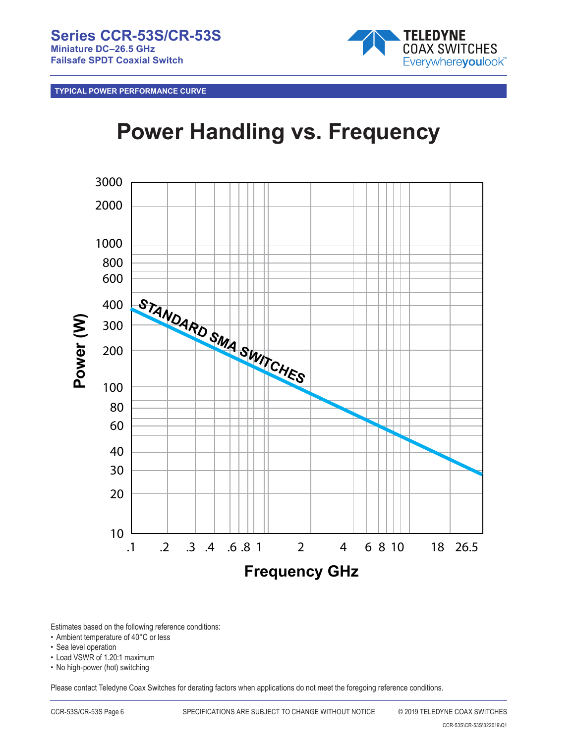TYPICAL POWER PERFORMANCE CURVE

# Power Handling vs. Frequency

Power (W)

3000
2000
1000
800
600
400
300
200
100
80
60
40
30
20
10

STANDARD SMA SWITCHES

.1 .2 .3 .4 .6 .8 1 2 4 6 8 10 18 26.5

Frequency GHz

Estimates based on the following reference conditions:

- Ambient temperature of 40°C or less
- Sea level operation
- Load VSWR of 1.20:1 maximum
- No high-power (hot) switching

Please contact Teledyne Coax Switches for derating factors when applications do not meet the foregoing reference conditions.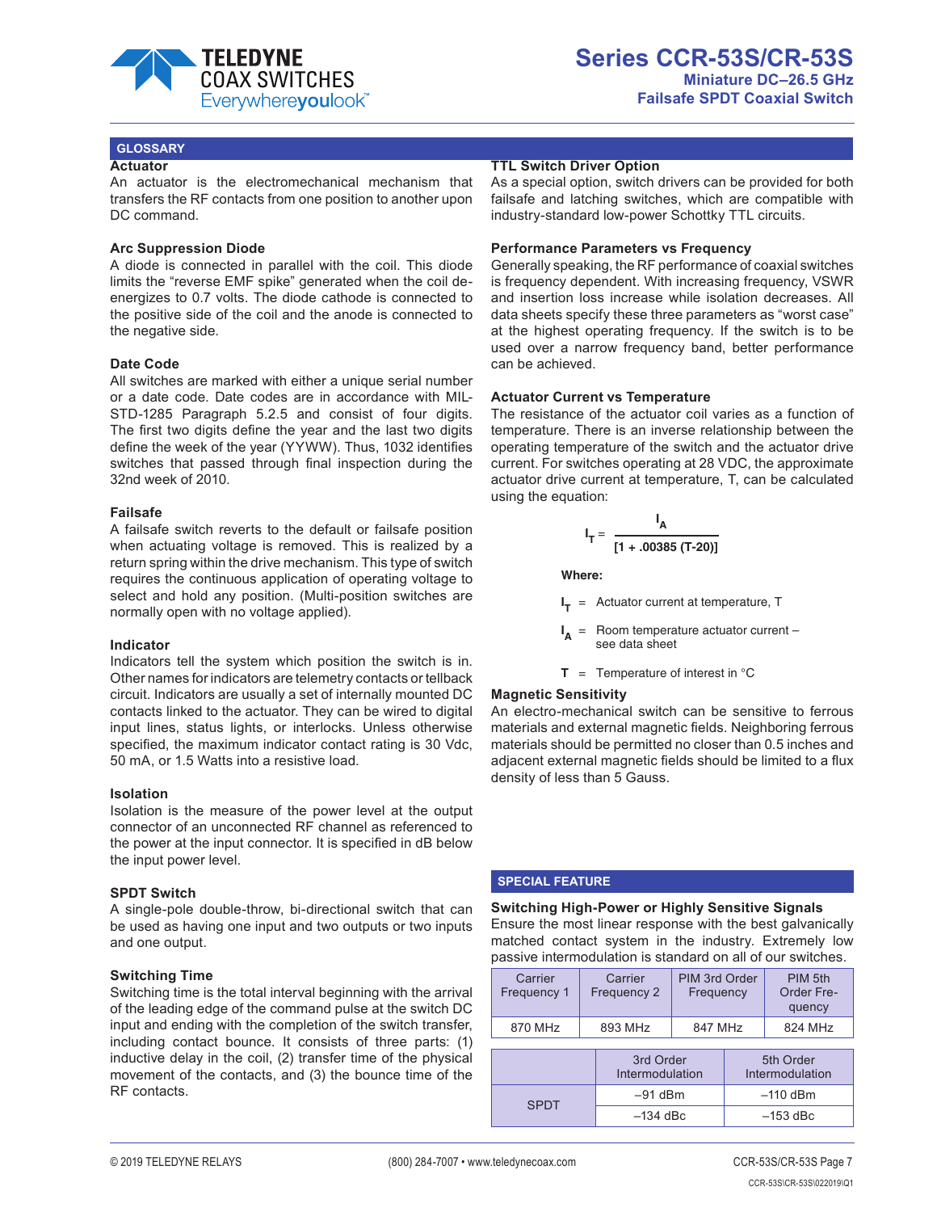## GLOSSARY

### Actuator

An actuator is the electromechanical mechanism that transfers the RF contacts from one position to another upon DC command.

### Arc Suppression Diode

A diode is connected in parallel with the coil. This diode limits the "reverse EMF spike" generated when the coil de-energizes to 0.7 volts. The diode cathode is connected to the positive side of the coil and the anode is connected to the negative side.

### Date Code

All switches are marked with either a unique serial number or a date code. Date codes are in accordance with MIL-STD-1285 Paragraph 5.2.5 and consist of four digits. The first two digits define the year and the last two digits define the week of the year (YYWW). Thus, 1032 identifies switches that passed through final inspection during the 32nd week of 2010.

### Failsafe

A failsafe switch reverts to the default or failsafe position when actuating voltage is removed. This is realized by a return spring within the drive mechanism. This type of switch requires the continuous application of operating voltage to select and hold any position. (Multi-position switches are normally open with no voltage applied).

### Indicator

Indicators tell the system which position the switch is in. Other names for indicators are telemetry contacts or tellback circuit. Indicators are usually a set of internally mounted DC contacts linked to the actuator. They can be wired to digital input lines, status lights, or interlocks. Unless otherwise specified, the maximum indicator contact rating is 30 Vdc, 50 mA, or 1.5 Watts into a resistive load.

### Isolation

Isolation is the measure of the power level at the output connector of an unconnected RF channel as referenced to the power at the input connector. It is specified in dB below the input power level.

### SPDT Switch

A single-pole double-throw, bi-directional switch that can be used as having one input and two outputs or two inputs and one output.

### Switching Time

Switching time is the total interval beginning with the arrival of the leading edge of the command pulse at the switch DC input and ending with the completion of the switch transfer, including contact bounce. It consists of three parts: (1) inductive delay in the coil, (2) transfer time of the physical movement of the contacts, and (3) the bounce time of the RF contacts.

### TTL Switch Driver Option

As a special option, switch drivers can be provided for both failsafe and latching switches, which are compatible with industry-standard low-power Schottky TTL circuits.

### Performance Parameters vs Frequency

Generally speaking, the RF performance of coaxial switches is frequency dependent. With increasing frequency, VSWR and insertion loss increase while isolation decreases. All data sheets specify these three parameters as "worst case" at the highest operating frequency. If the switch is to be used over a narrow frequency band, better performance can be achieved.

### Actuator Current vs Temperature

The resistance of the actuator coil varies as a function of temperature. There is an inverse relationship between the operating temperature of the switch and the actuator drive current. For switches operating at 28 VDC, the approximate actuator drive current at temperature, T, can be calculated using the equation:

$$I_T = \frac{I_A}{[1 + .00385\,(T-20)]}$$

**Where:**

$I_T$ = Actuator current at temperature, T

$I_A$ = Room temperature actuator current – see data sheet

$T$ = Temperature of interest in °C

### Magnetic Sensitivity

An electro-mechanical switch can be sensitive to ferrous materials and external magnetic fields. Neighboring ferrous materials should be permitted no closer than 0.5 inches and adjacent external magnetic fields should be limited to a flux density of less than 5 Gauss.

## SPECIAL FEATURE

### Switching High-Power or Highly Sensitive Signals

Ensure the most linear response with the best galvanically matched contact system in the industry. Extremely low passive intermodulation is standard on all of our switches.

| Carrier Frequency 1 | Carrier Frequency 2 | PIM 3rd Order Frequency | PIM 5th Order Frequency |
|---|---|---|---|
| 870 MHz | 893 MHz | 847 MHz | 824 MHz |

| | 3rd Order Intermodulation | 5th Order Intermodulation |
|---|---|---|
| SPDT | –91 dBm | –110 dBm |
| | –134 dBc | –153 dBc |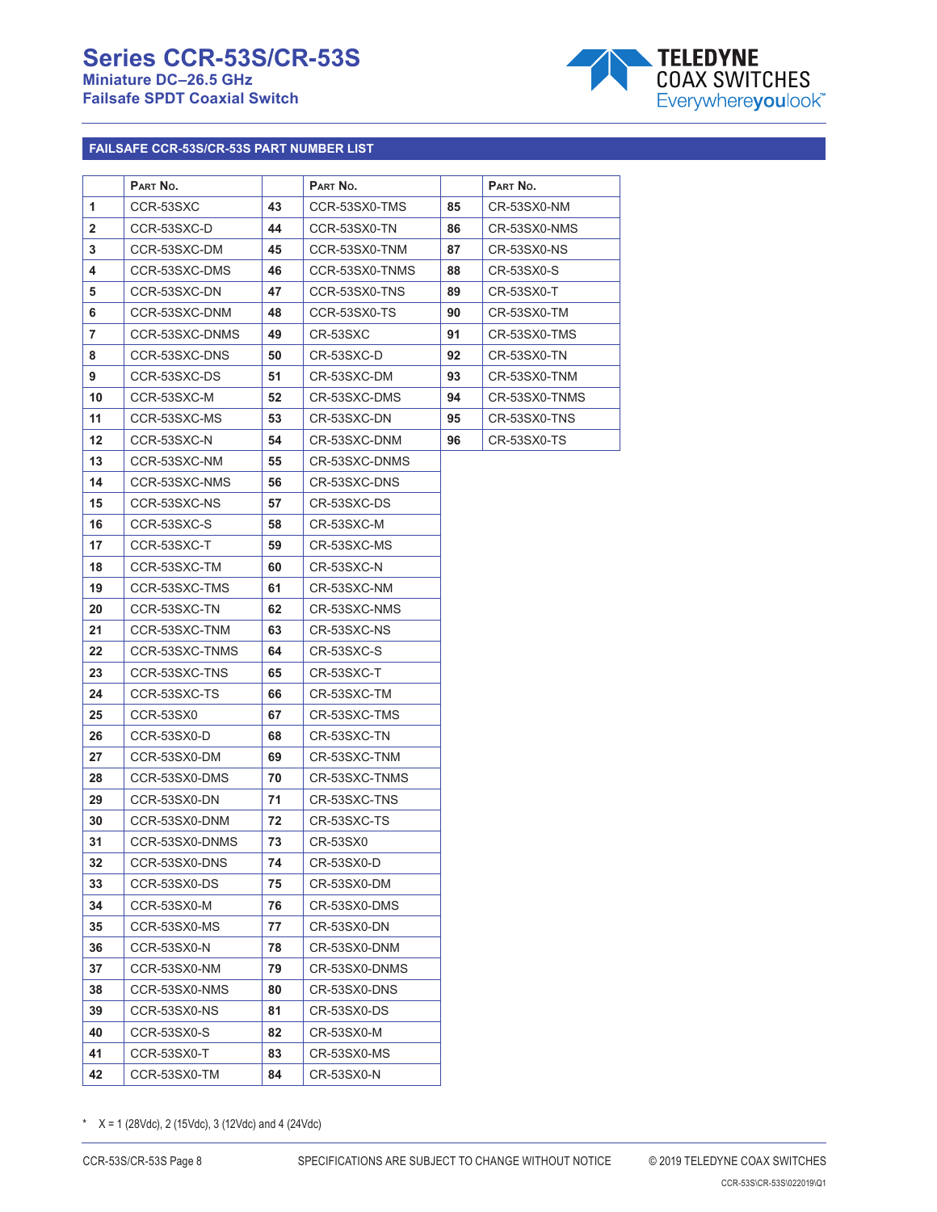## FAILSAFE CCR-53S/CR-53S PART NUMBER LIST

| | Part No. | | Part No. | | Part No. |
|---|---|---|---|---|---|
| **1** | CCR-53SXC | **43** | CCR-53SX0-TMS | **85** | CR-53SX0-NM |
| **2** | CCR-53SXC-D | **44** | CCR-53SX0-TN | **86** | CR-53SX0-NMS |
| **3** | CCR-53SXC-DM | **45** | CCR-53SX0-TNM | **87** | CR-53SX0-NS |
| **4** | CCR-53SXC-DMS | **46** | CCR-53SX0-TNMS | **88** | CR-53SX0-S |
| **5** | CCR-53SXC-DN | **47** | CCR-53SX0-TNS | **89** | CR-53SX0-T |
| **6** | CCR-53SXC-DNM | **48** | CCR-53SX0-TS | **90** | CR-53SX0-TM |
| **7** | CCR-53SXC-DNMS | **49** | CR-53SXC | **91** | CR-53SX0-TMS |
| **8** | CCR-53SXC-DNS | **50** | CR-53SXC-D | **92** | CR-53SX0-TN |
| **9** | CCR-53SXC-DS | **51** | CR-53SXC-DM | **93** | CR-53SX0-TNM |
| **10** | CCR-53SXC-M | **52** | CR-53SXC-DMS | **94** | CR-53SX0-TNMS |
| **11** | CCR-53SXC-MS | **53** | CR-53SXC-DN | **95** | CR-53SX0-TNS |
| **12** | CCR-53SXC-N | **54** | CR-53SXC-DNM | **96** | CR-53SX0-TS |
| **13** | CCR-53SXC-NM | **55** | CR-53SXC-DNMS | | |
| **14** | CCR-53SXC-NMS | **56** | CR-53SXC-DNS | | |
| **15** | CCR-53SXC-NS | **57** | CR-53SXC-DS | | |
| **16** | CCR-53SXC-S | **58** | CR-53SXC-M | | |
| **17** | CCR-53SXC-T | **59** | CR-53SXC-MS | | |
| **18** | CCR-53SXC-TM | **60** | CR-53SXC-N | | |
| **19** | CCR-53SXC-TMS | **61** | CR-53SXC-NM | | |
| **20** | CCR-53SXC-TN | **62** | CR-53SXC-NMS | | |
| **21** | CCR-53SXC-TNM | **63** | CR-53SXC-NS | | |
| **22** | CCR-53SXC-TNMS | **64** | CR-53SXC-S | | |
| **23** | CCR-53SXC-TNS | **65** | CR-53SXC-T | | |
| **24** | CCR-53SXC-TS | **66** | CR-53SXC-TM | | |
| **25** | CCR-53SX0 | **67** | CR-53SXC-TMS | | |
| **26** | CCR-53SX0-D | **68** | CR-53SXC-TN | | |
| **27** | CCR-53SX0-DM | **69** | CR-53SXC-TNM | | |
| **28** | CCR-53SX0-DMS | **70** | CR-53SXC-TNMS | | |
| **29** | CCR-53SX0-DN | **71** | CR-53SXC-TNS | | |
| **30** | CCR-53SX0-DNM | **72** | CR-53SXC-TS | | |
| **31** | CCR-53SX0-DNMS | **73** | CR-53SX0 | | |
| **32** | CCR-53SX0-DNS | **74** | CR-53SX0-D | | |
| **33** | CCR-53SX0-DS | **75** | CR-53SX0-DM | | |
| **34** | CCR-53SX0-M | **76** | CR-53SX0-DMS | | |
| **35** | CCR-53SX0-MS | **77** | CR-53SX0-DN | | |
| **36** | CCR-53SX0-N | **78** | CR-53SX0-DNM | | |
| **37** | CCR-53SX0-NM | **79** | CR-53SX0-DNMS | | |
| **38** | CCR-53SX0-NMS | **80** | CR-53SX0-DNS | | |
| **39** | CCR-53SX0-NS | **81** | CR-53SX0-DS | | |
| **40** | CCR-53SX0-S | **82** | CR-53SX0-M | | |
| **41** | CCR-53SX0-T | **83** | CR-53SX0-MS | | |
| **42** | CCR-53SX0-TM | **84** | CR-53SX0-N | | |

* X = 1 (28Vdc), 2 (15Vdc), 3 (12Vdc) and 4 (24Vdc)

SPECIFICATIONS ARE SUBJECT TO CHANGE WITHOUT NOTICE

© 2019 TELEDYNE COAX SWITCHES

CCR-53S\CR-53S\022019\Q1